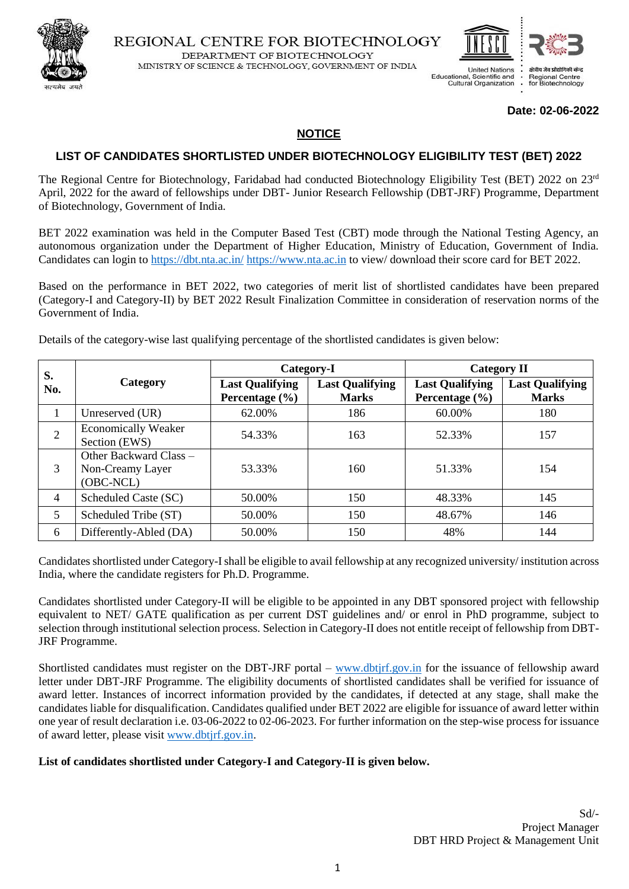REGIONAL CENTRE FOR BIOTECHNOLOGY
DEPARTMENT OF BIOTECHNOLOGY
MINISTRY OF SCIENCE & TECHNOLOGY, GOVERNMENT OF INDIA

United Nations Educational, Scientific and Cultural Organization

क्षेत्रीय जैव प्रौद्योगिकी केन्द्र
Regional Centre for Biotechnology

**Date: 02-06-2022**

## NOTICE

### LIST OF CANDIDATES SHORTLISTED UNDER BIOTECHNOLOGY ELIGIBILITY TEST (BET) 2022

The Regional Centre for Biotechnology, Faridabad had conducted Biotechnology Eligibility Test (BET) 2022 on 23rd April, 2022 for the award of fellowships under DBT- Junior Research Fellowship (DBT-JRF) Programme, Department of Biotechnology, Government of India.

BET 2022 examination was held in the Computer Based Test (CBT) mode through the National Testing Agency, an autonomous organization under the Department of Higher Education, Ministry of Education, Government of India. Candidates can login to https://dbt.nta.ac.in/ https://www.nta.ac.in to view/ download their score card for BET 2022.

Based on the performance in BET 2022, two categories of merit list of shortlisted candidates have been prepared (Category-I and Category-II) by BET 2022 Result Finalization Committee in consideration of reservation norms of the Government of India.

Details of the category-wise last qualifying percentage of the shortlisted candidates is given below:

| S. No. | Category | Category-I | | Category II | |
|---|---|---|---|---|---|
| | | Last Qualifying Percentage (%) | Last Qualifying Marks | Last Qualifying Percentage (%) | Last Qualifying Marks |
| 1 | Unreserved (UR) | 62.00% | 186 | 60.00% | 180 |
| 2 | Economically Weaker Section (EWS) | 54.33% | 163 | 52.33% | 157 |
| 3 | Other Backward Class – Non-Creamy Layer (OBC-NCL) | 53.33% | 160 | 51.33% | 154 |
| 4 | Scheduled Caste (SC) | 50.00% | 150 | 48.33% | 145 |
| 5 | Scheduled Tribe (ST) | 50.00% | 150 | 48.67% | 146 |
| 6 | Differently-Abled (DA) | 50.00% | 150 | 48% | 144 |

Candidates shortlisted under Category-I shall be eligible to avail fellowship at any recognized university/ institution across India, where the candidate registers for Ph.D. Programme.

Candidates shortlisted under Category-II will be eligible to be appointed in any DBT sponsored project with fellowship equivalent to NET/ GATE qualification as per current DST guidelines and/ or enrol in PhD programme, subject to selection through institutional selection process. Selection in Category-II does not entitle receipt of fellowship from DBT-JRF Programme.

Shortlisted candidates must register on the DBT-JRF portal – www.dbtjrf.gov.in for the issuance of fellowship award letter under DBT-JRF Programme. The eligibility documents of shortlisted candidates shall be verified for issuance of award letter. Instances of incorrect information provided by the candidates, if detected at any stage, shall make the candidates liable for disqualification. Candidates qualified under BET 2022 are eligible for issuance of award letter within one year of result declaration i.e. 03-06-2022 to 02-06-2023. For further information on the step-wise process for issuance of award letter, please visit www.dbtjrf.gov.in.

**List of candidates shortlisted under Category-I and Category-II is given below.**

Sd/-
Project Manager
DBT HRD Project & Management Unit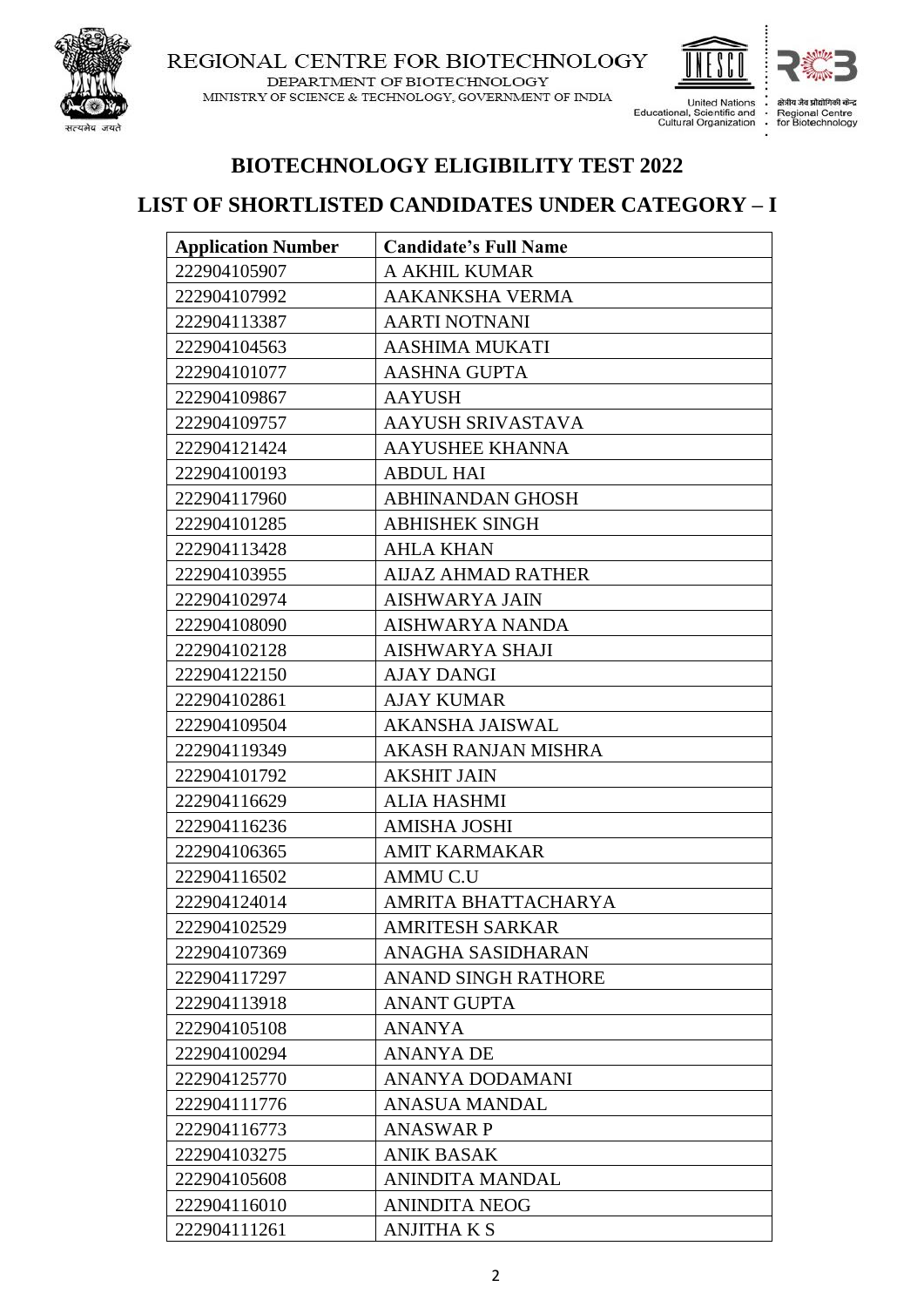REGIONAL CENTRE FOR BIOTECHNOLOGY
DEPARTMENT OF BIOTECHNOLOGY
MINISTRY OF SCIENCE & TECHNOLOGY, GOVERNMENT OF INDIA

## BIOTECHNOLOGY ELIGIBILITY TEST 2022

## LIST OF SHORTLISTED CANDIDATES UNDER CATEGORY – I

| Application Number | Candidate's Full Name |
|---|---|
| 222904105907 | A AKHIL KUMAR |
| 222904107992 | AAKANKSHA VERMA |
| 222904113387 | AARTI NOTNANI |
| 222904104563 | AASHIMA MUKATI |
| 222904101077 | AASHNA GUPTA |
| 222904109867 | AAYUSH |
| 222904109757 | AAYUSH SRIVASTAVA |
| 222904121424 | AAYUSHEE KHANNA |
| 222904100193 | ABDUL HAI |
| 222904117960 | ABHINANDAN GHOSH |
| 222904101285 | ABHISHEK SINGH |
| 222904113428 | AHLA KHAN |
| 222904103955 | AIJAZ AHMAD RATHER |
| 222904102974 | AISHWARYA JAIN |
| 222904108090 | AISHWARYA NANDA |
| 222904102128 | AISHWARYA SHAJI |
| 222904122150 | AJAY DANGI |
| 222904102861 | AJAY KUMAR |
| 222904109504 | AKANSHA JAISWAL |
| 222904119349 | AKASH RANJAN MISHRA |
| 222904101792 | AKSHIT JAIN |
| 222904116629 | ALIA HASHMI |
| 222904116236 | AMISHA JOSHI |
| 222904106365 | AMIT KARMAKAR |
| 222904116502 | AMMU C.U |
| 222904124014 | AMRITA BHATTACHARYA |
| 222904102529 | AMRITESH SARKAR |
| 222904107369 | ANAGHA SASIDHARAN |
| 222904117297 | ANAND SINGH RATHORE |
| 222904113918 | ANANT GUPTA |
| 222904105108 | ANANYA |
| 222904100294 | ANANYA DE |
| 222904125770 | ANANYA DODAMANI |
| 222904111776 | ANASUA MANDAL |
| 222904116773 | ANASWAR P |
| 222904103275 | ANIK BASAK |
| 222904105608 | ANINDITA MANDAL |
| 222904116010 | ANINDITA NEOG |
| 222904111261 | ANJITHA K S |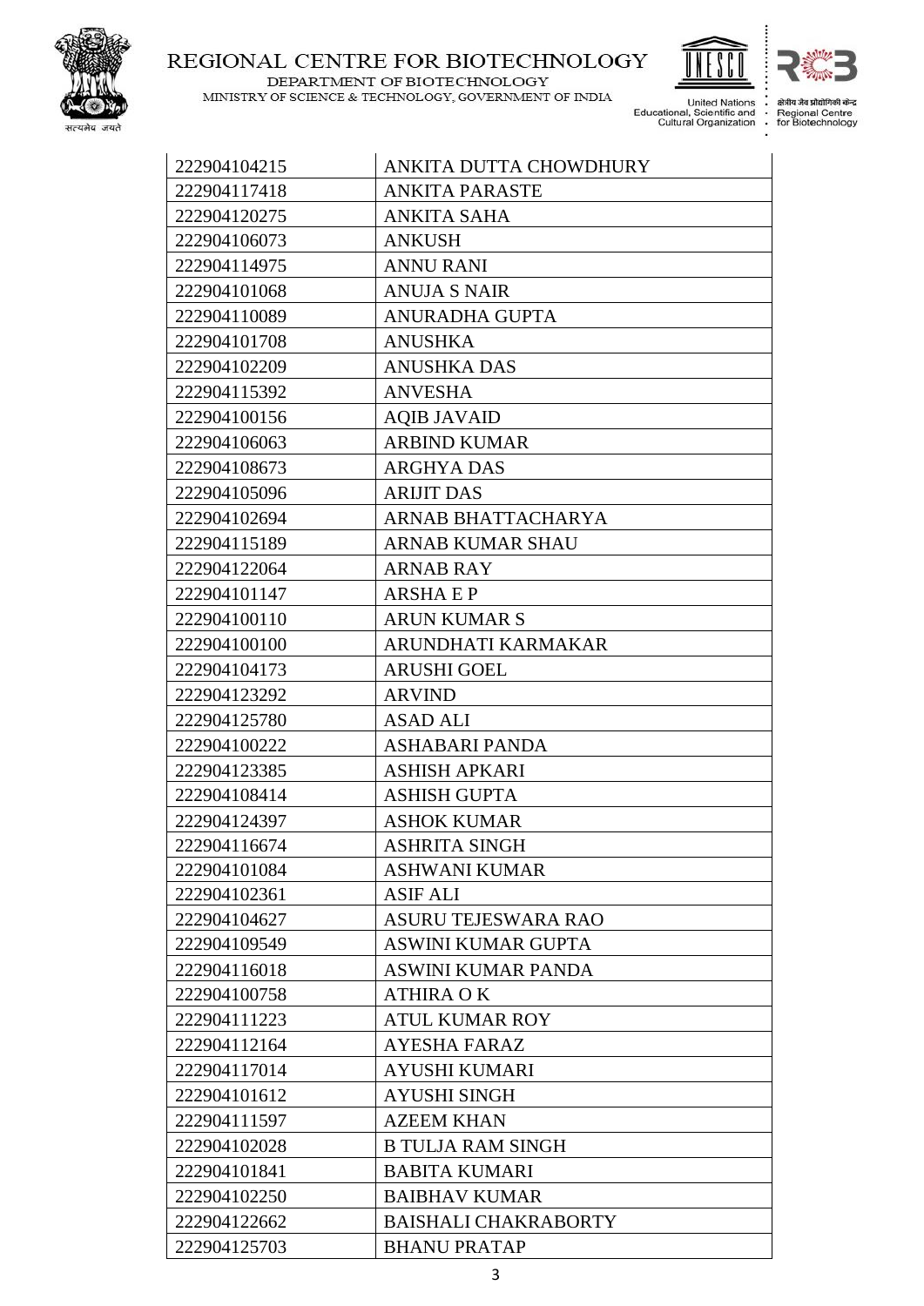| 222904104215 | ANKITA DUTTA CHOWDHURY |
|---|---|
| 222904117418 | ANKITA PARASTE |
| 222904120275 | ANKITA SAHA |
| 222904106073 | ANKUSH |
| 222904114975 | ANNU RANI |
| 222904101068 | ANUJA S NAIR |
| 222904110089 | ANURADHA GUPTA |
| 222904101708 | ANUSHKA |
| 222904102209 | ANUSHKA DAS |
| 222904115392 | ANVESHA |
| 222904100156 | AQIB JAVAID |
| 222904106063 | ARBIND KUMAR |
| 222904108673 | ARGHYA DAS |
| 222904105096 | ARIJIT DAS |
| 222904102694 | ARNAB BHATTACHARYA |
| 222904115189 | ARNAB KUMAR SHAU |
| 222904122064 | ARNAB RAY |
| 222904101147 | ARSHA E P |
| 222904100110 | ARUN KUMAR S |
| 222904100100 | ARUNDHATI KARMAKAR |
| 222904104173 | ARUSHI GOEL |
| 222904123292 | ARVIND |
| 222904125780 | ASAD ALI |
| 222904100222 | ASHABARI PANDA |
| 222904123385 | ASHISH APKARI |
| 222904108414 | ASHISH GUPTA |
| 222904124397 | ASHOK KUMAR |
| 222904116674 | ASHRITA SINGH |
| 222904101084 | ASHWANI KUMAR |
| 222904102361 | ASIF ALI |
| 222904104627 | ASURU TEJESWARA RAO |
| 222904109549 | ASWINI KUMAR GUPTA |
| 222904116018 | ASWINI KUMAR PANDA |
| 222904100758 | ATHIRA O K |
| 222904111223 | ATUL KUMAR ROY |
| 222904112164 | AYESHA FARAZ |
| 222904117014 | AYUSHI KUMARI |
| 222904101612 | AYUSHI SINGH |
| 222904111597 | AZEEM KHAN |
| 222904102028 | B TULJA RAM SINGH |
| 222904101841 | BABITA KUMARI |
| 222904102250 | BAIBHAV KUMAR |
| 222904122662 | BAISHALI CHAKRABORTY |
| 222904125703 | BHANU PRATAP |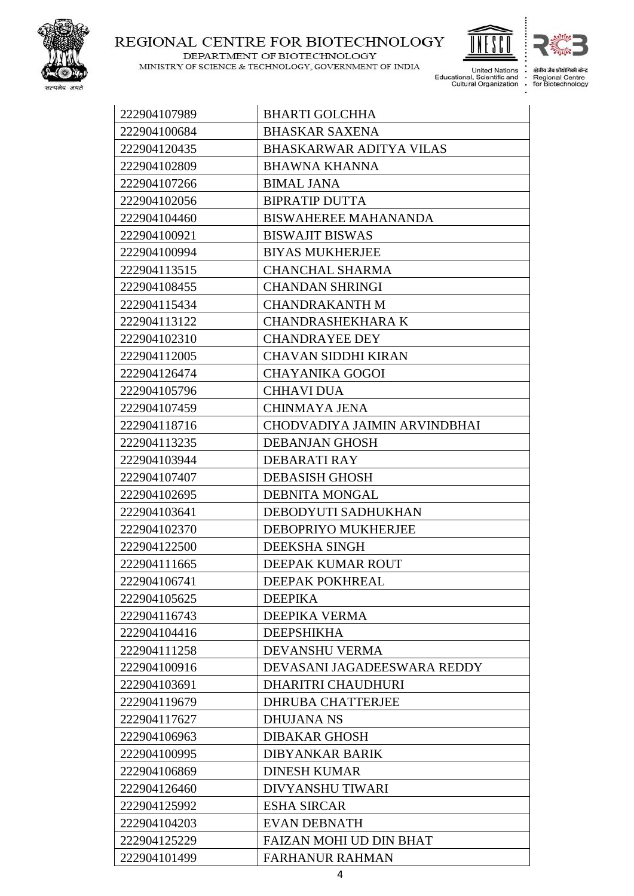| 222904107989 | BHARTI GOLCHHA |
|---|---|
| 222904100684 | BHASKAR SAXENA |
| 222904120435 | BHASKARWAR ADITYA VILAS |
| 222904102809 | BHAWNA KHANNA |
| 222904107266 | BIMAL JANA |
| 222904102056 | BIPRATIP DUTTA |
| 222904104460 | BISWAHEREE MAHANANDA |
| 222904100921 | BISWAJIT BISWAS |
| 222904100994 | BIYAS MUKHERJEE |
| 222904113515 | CHANCHAL SHARMA |
| 222904108455 | CHANDAN SHRINGI |
| 222904115434 | CHANDRAKANTH M |
| 222904113122 | CHANDRASHEKHARA K |
| 222904102310 | CHANDRAYEE DEY |
| 222904112005 | CHAVAN SIDDHI KIRAN |
| 222904126474 | CHAYANIKA GOGOI |
| 222904105796 | CHHAVI DUA |
| 222904107459 | CHINMAYA JENA |
| 222904118716 | CHODVADIYA JAIMIN ARVINDBHAI |
| 222904113235 | DEBANJAN GHOSH |
| 222904103944 | DEBARATI RAY |
| 222904107407 | DEBASISH GHOSH |
| 222904102695 | DEBNITA MONGAL |
| 222904103641 | DEBODYUTI SADHUKHAN |
| 222904102370 | DEBOPRIYO MUKHERJEE |
| 222904122500 | DEEKSHA SINGH |
| 222904111665 | DEEPAK KUMAR ROUT |
| 222904106741 | DEEPAK POKHREAL |
| 222904105625 | DEEPIKA |
| 222904116743 | DEEPIKA VERMA |
| 222904104416 | DEEPSHIKHA |
| 222904111258 | DEVANSHU VERMA |
| 222904100916 | DEVASANI JAGADEESWARA REDDY |
| 222904103691 | DHARITRI CHAUDHURI |
| 222904119679 | DHRUBA CHATTERJEE |
| 222904117627 | DHUJANA NS |
| 222904106963 | DIBAKAR GHOSH |
| 222904100995 | DIBYANKAR BARIK |
| 222904106869 | DINESH KUMAR |
| 222904126460 | DIVYANSHU TIWARI |
| 222904125992 | ESHA SIRCAR |
| 222904104203 | EVAN DEBNATH |
| 222904125229 | FAIZAN MOHI UD DIN BHAT |
| 222904101499 | FARHANUR RAHMAN |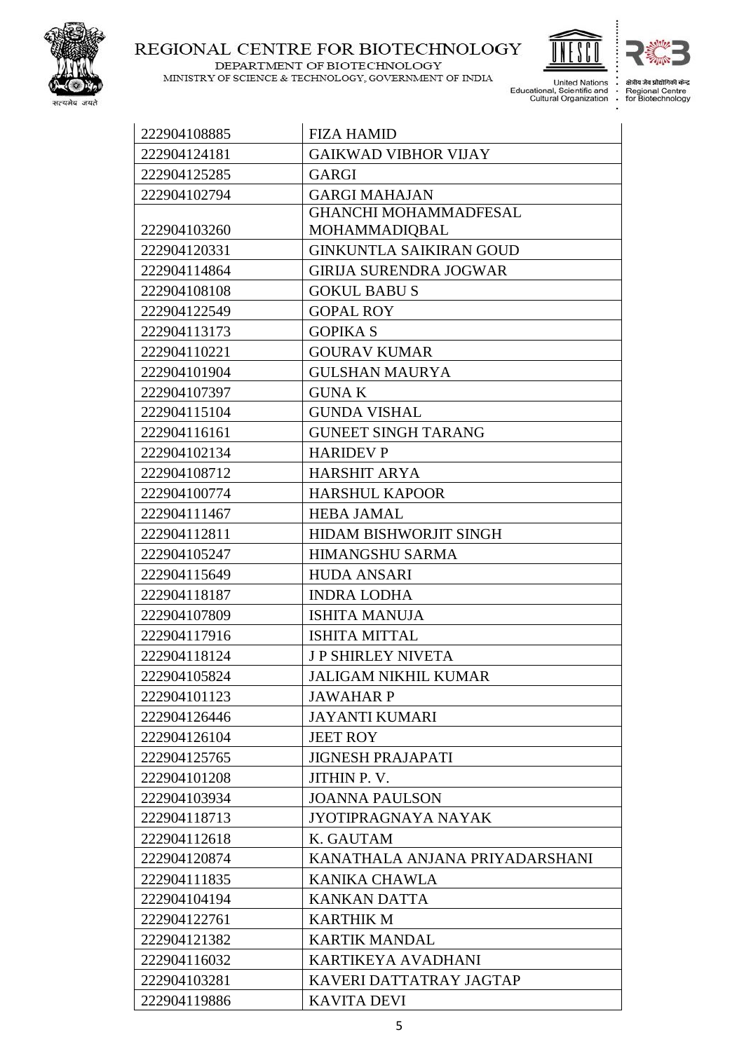| 222904108885 | FIZA HAMID |
|---|---|
| 222904124181 | GAIKWAD VIBHOR VIJAY |
| 222904125285 | GARGI |
| 222904102794 | GARGI MAHAJAN |
| 222904103260 | GHANCHI MOHAMMADFESAL MOHAMMADIQBAL |
| 222904120331 | GINKUNTLA SAIKIRAN GOUD |
| 222904114864 | GIRIJA SURENDRA JOGWAR |
| 222904108108 | GOKUL BABU S |
| 222904122549 | GOPAL ROY |
| 222904113173 | GOPIKA S |
| 222904110221 | GOURAV KUMAR |
| 222904101904 | GULSHAN MAURYA |
| 222904107397 | GUNA K |
| 222904115104 | GUNDA VISHAL |
| 222904116161 | GUNEET SINGH TARANG |
| 222904102134 | HARIDEV P |
| 222904108712 | HARSHIT ARYA |
| 222904100774 | HARSHUL KAPOOR |
| 222904111467 | HEBA JAMAL |
| 222904112811 | HIDAM BISHWORJIT SINGH |
| 222904105247 | HIMANGSHU SARMA |
| 222904115649 | HUDA ANSARI |
| 222904118187 | INDRA LODHA |
| 222904107809 | ISHITA MANUJA |
| 222904117916 | ISHITA MITTAL |
| 222904118124 | J P SHIRLEY NIVETA |
| 222904105824 | JALIGAM NIKHIL KUMAR |
| 222904101123 | JAWAHAR P |
| 222904126446 | JAYANTI KUMARI |
| 222904126104 | JEET ROY |
| 222904125765 | JIGNESH PRAJAPATI |
| 222904101208 | JITHIN P. V. |
| 222904103934 | JOANNA PAULSON |
| 222904118713 | JYOTIPRAGNAYA NAYAK |
| 222904112618 | K. GAUTAM |
| 222904120874 | KANATHALA ANJANA PRIYADARSHANI |
| 222904111835 | KANIKA CHAWLA |
| 222904104194 | KANKAN DATTA |
| 222904122761 | KARTHIK M |
| 222904121382 | KARTIK MANDAL |
| 222904116032 | KARTIKEYA AVADHANI |
| 222904103281 | KAVERI DATTATRAY JAGTAP |
| 222904119886 | KAVITA DEVI |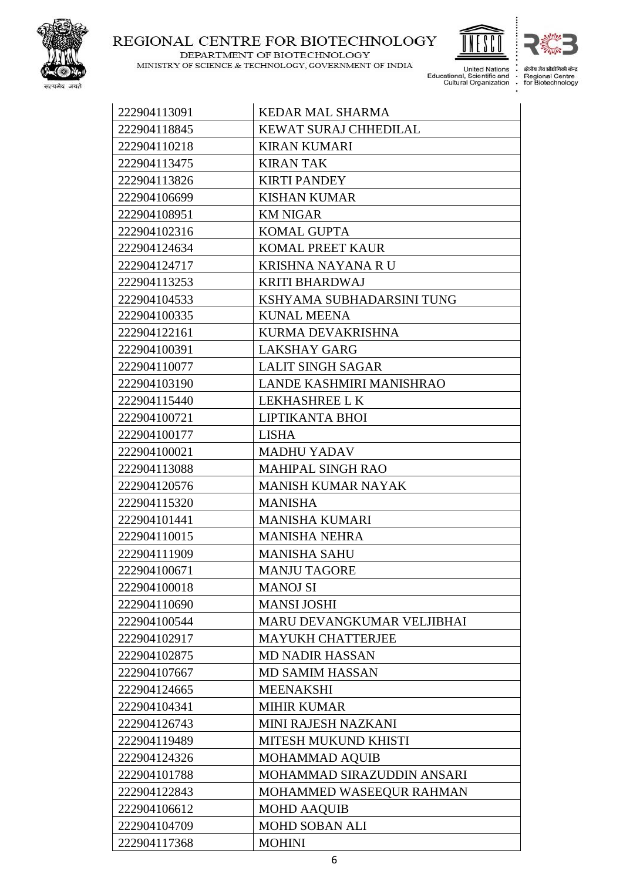| 222904113091 | KEDAR MAL SHARMA |
|---|---|
| 222904118845 | KEWAT SURAJ CHHEDILAL |
| 222904110218 | KIRAN KUMARI |
| 222904113475 | KIRAN TAK |
| 222904113826 | KIRTI PANDEY |
| 222904106699 | KISHAN KUMAR |
| 222904108951 | KM NIGAR |
| 222904102316 | KOMAL GUPTA |
| 222904124634 | KOMAL PREET KAUR |
| 222904124717 | KRISHNA NAYANA R U |
| 222904113253 | KRITI BHARDWAJ |
| 222904104533 | KSHYAMA SUBHADARSINI TUNG |
| 222904100335 | KUNAL MEENA |
| 222904122161 | KURMA DEVAKRISHNA |
| 222904100391 | LAKSHAY GARG |
| 222904110077 | LALIT SINGH SAGAR |
| 222904103190 | LANDE KASHMIRI MANISHRAO |
| 222904115440 | LEKHASHREE L K |
| 222904100721 | LIPTIKANTA BHOI |
| 222904100177 | LISHA |
| 222904100021 | MADHU YADAV |
| 222904113088 | MAHIPAL SINGH RAO |
| 222904120576 | MANISH KUMAR NAYAK |
| 222904115320 | MANISHA |
| 222904101441 | MANISHA KUMARI |
| 222904110015 | MANISHA NEHRA |
| 222904111909 | MANISHA SAHU |
| 222904100671 | MANJU TAGORE |
| 222904100018 | MANOJ SI |
| 222904110690 | MANSI JOSHI |
| 222904100544 | MARU DEVANGKUMAR VELJIBHAI |
| 222904102917 | MAYUKH CHATTERJEE |
| 222904102875 | MD NADIR HASSAN |
| 222904107667 | MD SAMIM HASSAN |
| 222904124665 | MEENAKSHI |
| 222904104341 | MIHIR KUMAR |
| 222904126743 | MINI RAJESH NAZKANI |
| 222904119489 | MITESH MUKUND KHISTI |
| 222904124326 | MOHAMMAD AQUIB |
| 222904101788 | MOHAMMAD SIRAZUDDIN ANSARI |
| 222904122843 | MOHAMMED WASEEQUR RAHMAN |
| 222904106612 | MOHD AAQUIB |
| 222904104709 | MOHD SOBAN ALI |
| 222904117368 | MOHINI |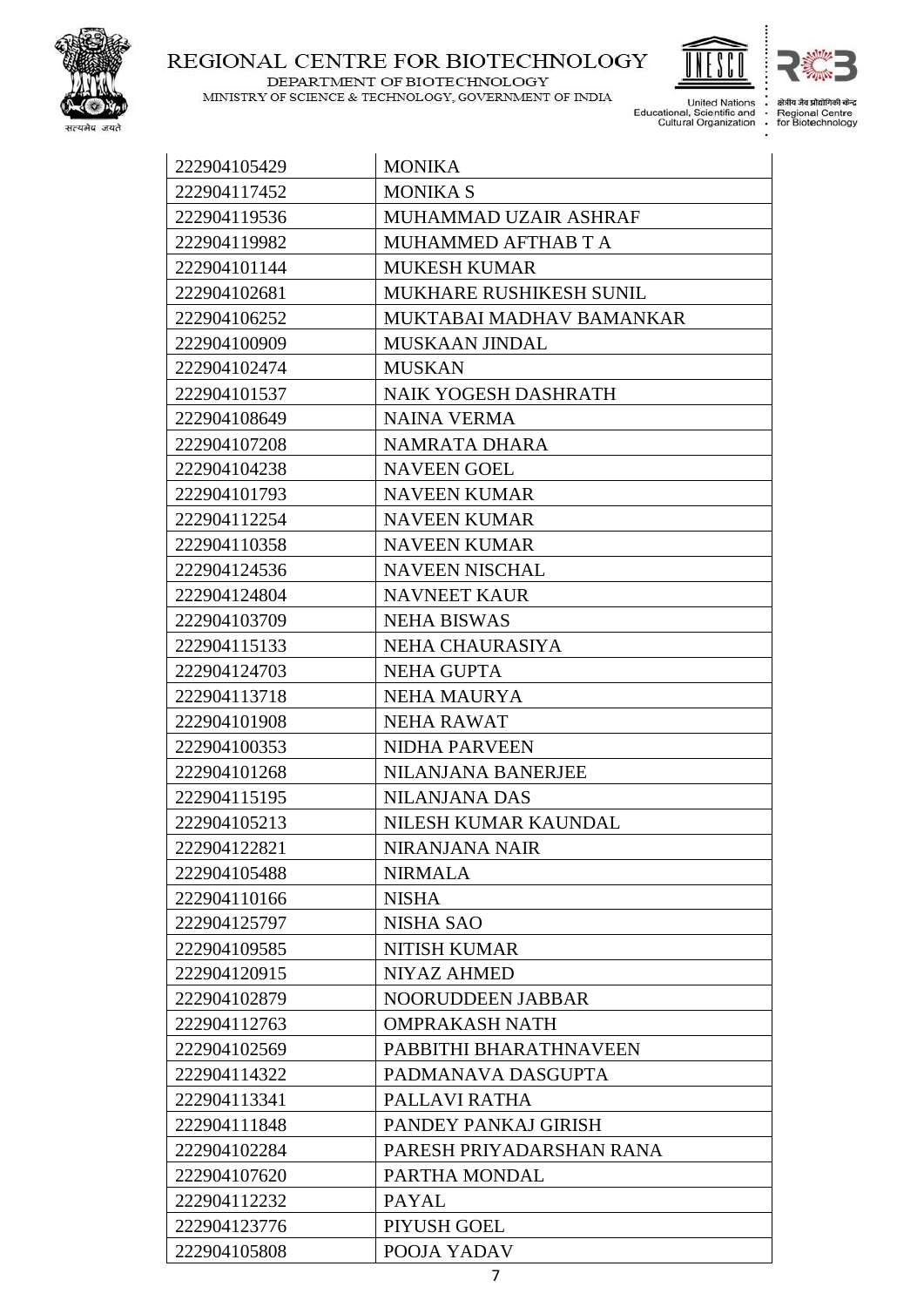| | |
|---|---|
| 222904105429 | MONIKA |
| 222904117452 | MONIKA S |
| 222904119536 | MUHAMMAD UZAIR ASHRAF |
| 222904119982 | MUHAMMED AFTHAB T A |
| 222904101144 | MUKESH KUMAR |
| 222904102681 | MUKHARE RUSHIKESH SUNIL |
| 222904106252 | MUKTABAI MADHAV BAMANKAR |
| 222904100909 | MUSKAAN JINDAL |
| 222904102474 | MUSKAN |
| 222904101537 | NAIK YOGESH DASHRATH |
| 222904108649 | NAINA VERMA |
| 222904107208 | NAMRATA DHARA |
| 222904104238 | NAVEEN GOEL |
| 222904101793 | NAVEEN KUMAR |
| 222904112254 | NAVEEN KUMAR |
| 222904110358 | NAVEEN KUMAR |
| 222904124536 | NAVEEN NISCHAL |
| 222904124804 | NAVNEET KAUR |
| 222904103709 | NEHA BISWAS |
| 222904115133 | NEHA CHAURASIYA |
| 222904124703 | NEHA GUPTA |
| 222904113718 | NEHA MAURYA |
| 222904101908 | NEHA RAWAT |
| 222904100353 | NIDHA PARVEEN |
| 222904101268 | NILANJANA BANERJEE |
| 222904115195 | NILANJANA DAS |
| 222904105213 | NILESH KUMAR KAUNDAL |
| 222904122821 | NIRANJANA NAIR |
| 222904105488 | NIRMALA |
| 222904110166 | NISHA |
| 222904125797 | NISHA SAO |
| 222904109585 | NITISH KUMAR |
| 222904120915 | NIYAZ AHMED |
| 222904102879 | NOORUDDEEN JABBAR |
| 222904112763 | OMPRAKASH NATH |
| 222904102569 | PABBITHI BHARATHNAVEEN |
| 222904114322 | PADMANAVA DASGUPTA |
| 222904113341 | PALLAVI RATHA |
| 222904111848 | PANDEY PANKAJ GIRISH |
| 222904102284 | PARESH PRIYADARSHAN RANA |
| 222904107620 | PARTHA MONDAL |
| 222904112232 | PAYAL |
| 222904123776 | PIYUSH GOEL |
| 222904105808 | POOJA YADAV |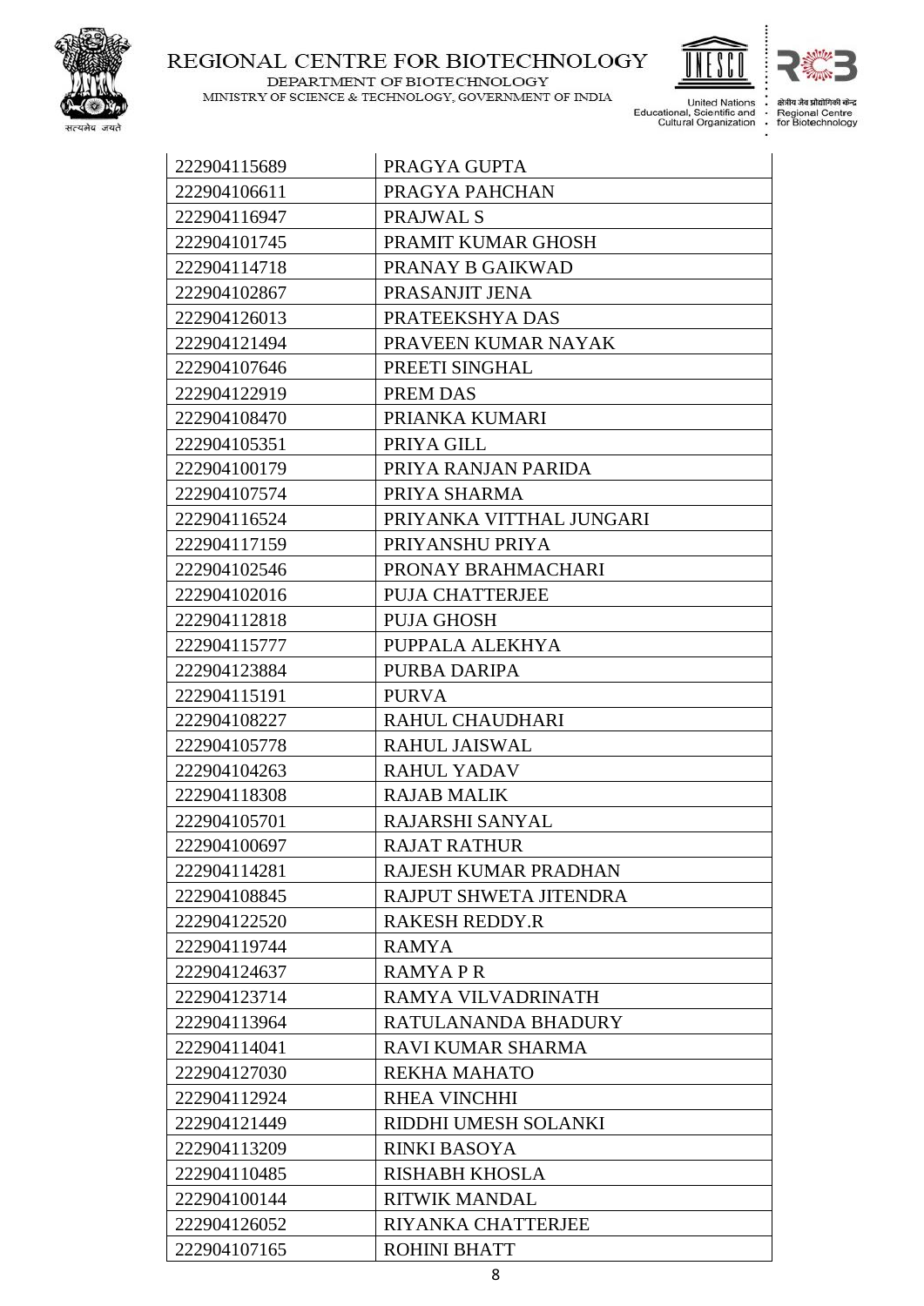| 222904115689 | PRAGYA GUPTA |
|---|---|
| 222904106611 | PRAGYA PAHCHAN |
| 222904116947 | PRAJWAL S |
| 222904101745 | PRAMIT KUMAR GHOSH |
| 222904114718 | PRANAY B GAIKWAD |
| 222904102867 | PRASANJIT JENA |
| 222904126013 | PRATEEKSHYA DAS |
| 222904121494 | PRAVEEN KUMAR NAYAK |
| 222904107646 | PREETI SINGHAL |
| 222904122919 | PREM DAS |
| 222904108470 | PRIANKA KUMARI |
| 222904105351 | PRIYA GILL |
| 222904100179 | PRIYA RANJAN PARIDA |
| 222904107574 | PRIYA SHARMA |
| 222904116524 | PRIYANKA VITTHAL JUNGARI |
| 222904117159 | PRIYANSHU PRIYA |
| 222904102546 | PRONAY BRAHMACHARI |
| 222904102016 | PUJA CHATTERJEE |
| 222904112818 | PUJA GHOSH |
| 222904115777 | PUPPALA ALEKHYA |
| 222904123884 | PURBA DARIPA |
| 222904115191 | PURVA |
| 222904108227 | RAHUL CHAUDHARI |
| 222904105778 | RAHUL JAISWAL |
| 222904104263 | RAHUL YADAV |
| 222904118308 | RAJAB MALIK |
| 222904105701 | RAJARSHI SANYAL |
| 222904100697 | RAJAT RATHUR |
| 222904114281 | RAJESH KUMAR PRADHAN |
| 222904108845 | RAJPUT SHWETA JITENDRA |
| 222904122520 | RAKESH REDDY.R |
| 222904119744 | RAMYA |
| 222904124637 | RAMYA P R |
| 222904123714 | RAMYA VILVADRINATH |
| 222904113964 | RATULANANDA BHADURY |
| 222904114041 | RAVI KUMAR SHARMA |
| 222904127030 | REKHA MAHATO |
| 222904112924 | RHEA VINCHHI |
| 222904121449 | RIDDHI UMESH SOLANKI |
| 222904113209 | RINKI BASOYA |
| 222904110485 | RISHABH KHOSLA |
| 222904100144 | RITWIK MANDAL |
| 222904126052 | RIYANKA CHATTERJEE |
| 222904107165 | ROHINI BHATT |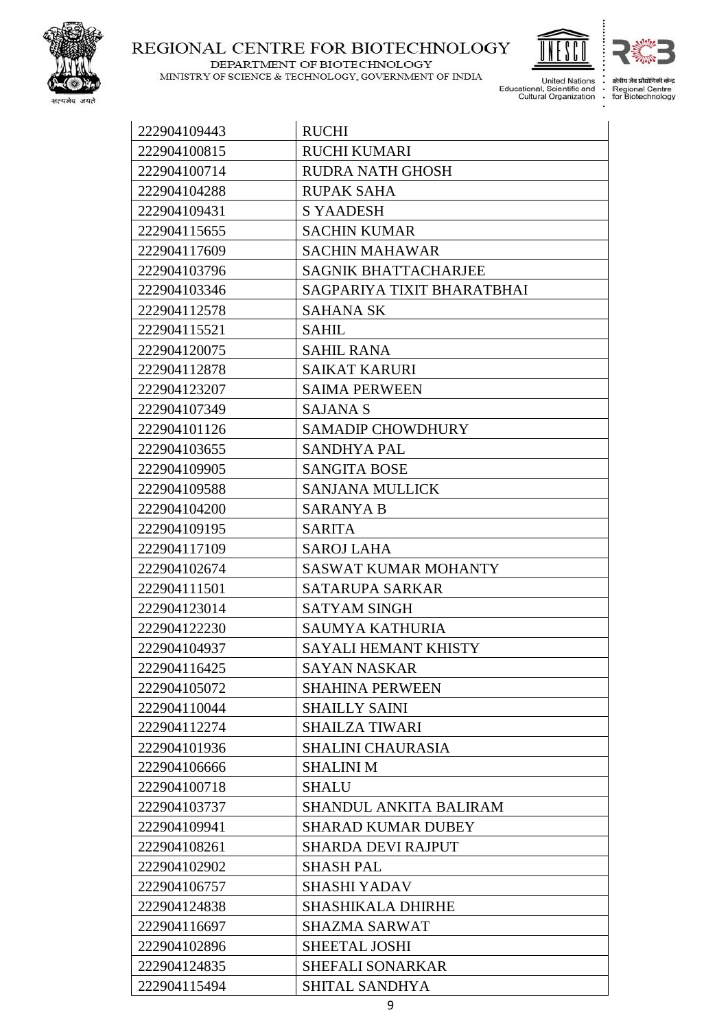| 222904109443 | RUCHI |
|---|---|
| 222904100815 | RUCHI KUMARI |
| 222904100714 | RUDRA NATH GHOSH |
| 222904104288 | RUPAK SAHA |
| 222904109431 | S YAADESH |
| 222904115655 | SACHIN KUMAR |
| 222904117609 | SACHIN MAHAWAR |
| 222904103796 | SAGNIK BHATTACHARJEE |
| 222904103346 | SAGPARIYA TIXIT BHARATBHAI |
| 222904112578 | SAHANA SK |
| 222904115521 | SAHIL |
| 222904120075 | SAHIL RANA |
| 222904112878 | SAIKAT KARURI |
| 222904123207 | SAIMA PERWEEN |
| 222904107349 | SAJANA S |
| 222904101126 | SAMADIP CHOWDHURY |
| 222904103655 | SANDHYA PAL |
| 222904109905 | SANGITA BOSE |
| 222904109588 | SANJANA MULLICK |
| 222904104200 | SARANYA B |
| 222904109195 | SARITA |
| 222904117109 | SAROJ LAHA |
| 222904102674 | SASWAT KUMAR MOHANTY |
| 222904111501 | SATARUPA SARKAR |
| 222904123014 | SATYAM SINGH |
| 222904122230 | SAUMYA KATHURIA |
| 222904104937 | SAYALI HEMANT KHISTY |
| 222904116425 | SAYAN NASKAR |
| 222904105072 | SHAHINA PERWEEN |
| 222904110044 | SHAILLY SAINI |
| 222904112274 | SHAILZA TIWARI |
| 222904101936 | SHALINI CHAURASIA |
| 222904106666 | SHALINI M |
| 222904100718 | SHALU |
| 222904103737 | SHANDUL ANKITA BALIRAM |
| 222904109941 | SHARAD KUMAR DUBEY |
| 222904108261 | SHARDA DEVI RAJPUT |
| 222904102902 | SHASH PAL |
| 222904106757 | SHASHI YADAV |
| 222904124838 | SHASHIKALA DHIRHE |
| 222904116697 | SHAZMA SARWAT |
| 222904102896 | SHEETAL JOSHI |
| 222904124835 | SHEFALI SONARKAR |
| 222904115494 | SHITAL SANDHYA |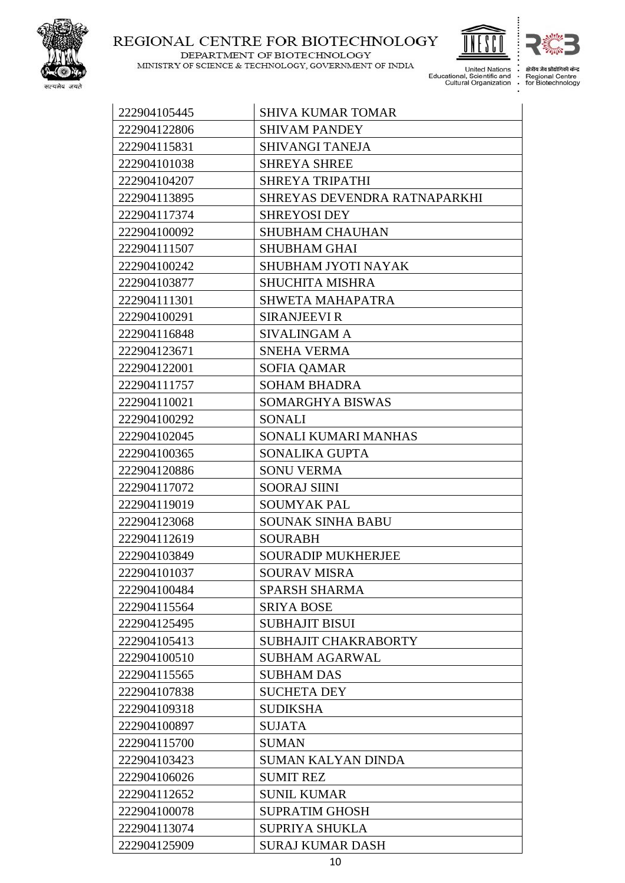| 222904105445 | SHIVA KUMAR TOMAR |
|---|---|
| 222904122806 | SHIVAM PANDEY |
| 222904115831 | SHIVANGI TANEJA |
| 222904101038 | SHREYA SHREE |
| 222904104207 | SHREYA TRIPATHI |
| 222904113895 | SHREYAS DEVENDRA RATNAPARKHI |
| 222904117374 | SHREYOSI DEY |
| 222904100092 | SHUBHAM CHAUHAN |
| 222904111507 | SHUBHAM GHAI |
| 222904100242 | SHUBHAM JYOTI NAYAK |
| 222904103877 | SHUCHITA MISHRA |
| 222904111301 | SHWETA MAHAPATRA |
| 222904100291 | SIRANJEEVI R |
| 222904116848 | SIVALINGAM A |
| 222904123671 | SNEHA VERMA |
| 222904122001 | SOFIA QAMAR |
| 222904111757 | SOHAM BHADRA |
| 222904110021 | SOMARGHYA BISWAS |
| 222904100292 | SONALI |
| 222904102045 | SONALI KUMARI MANHAS |
| 222904100365 | SONALIKA GUPTA |
| 222904120886 | SONU VERMA |
| 222904117072 | SOORAJ SIINI |
| 222904119019 | SOUMYAK PAL |
| 222904123068 | SOUNAK SINHA BABU |
| 222904112619 | SOURABH |
| 222904103849 | SOURADIP MUKHERJEE |
| 222904101037 | SOURAV MISRA |
| 222904100484 | SPARSH SHARMA |
| 222904115564 | SRIYA BOSE |
| 222904125495 | SUBHAJIT BISUI |
| 222904105413 | SUBHAJIT CHAKRABORTY |
| 222904100510 | SUBHAM AGARWAL |
| 222904115565 | SUBHAM DAS |
| 222904107838 | SUCHETA DEY |
| 222904109318 | SUDIKSHA |
| 222904100897 | SUJATA |
| 222904115700 | SUMAN |
| 222904103423 | SUMAN KALYAN DINDA |
| 222904106026 | SUMIT REZ |
| 222904112652 | SUNIL KUMAR |
| 222904100078 | SUPRATIM GHOSH |
| 222904113074 | SUPRIYA SHUKLA |
| 222904125909 | SURAJ KUMAR DASH |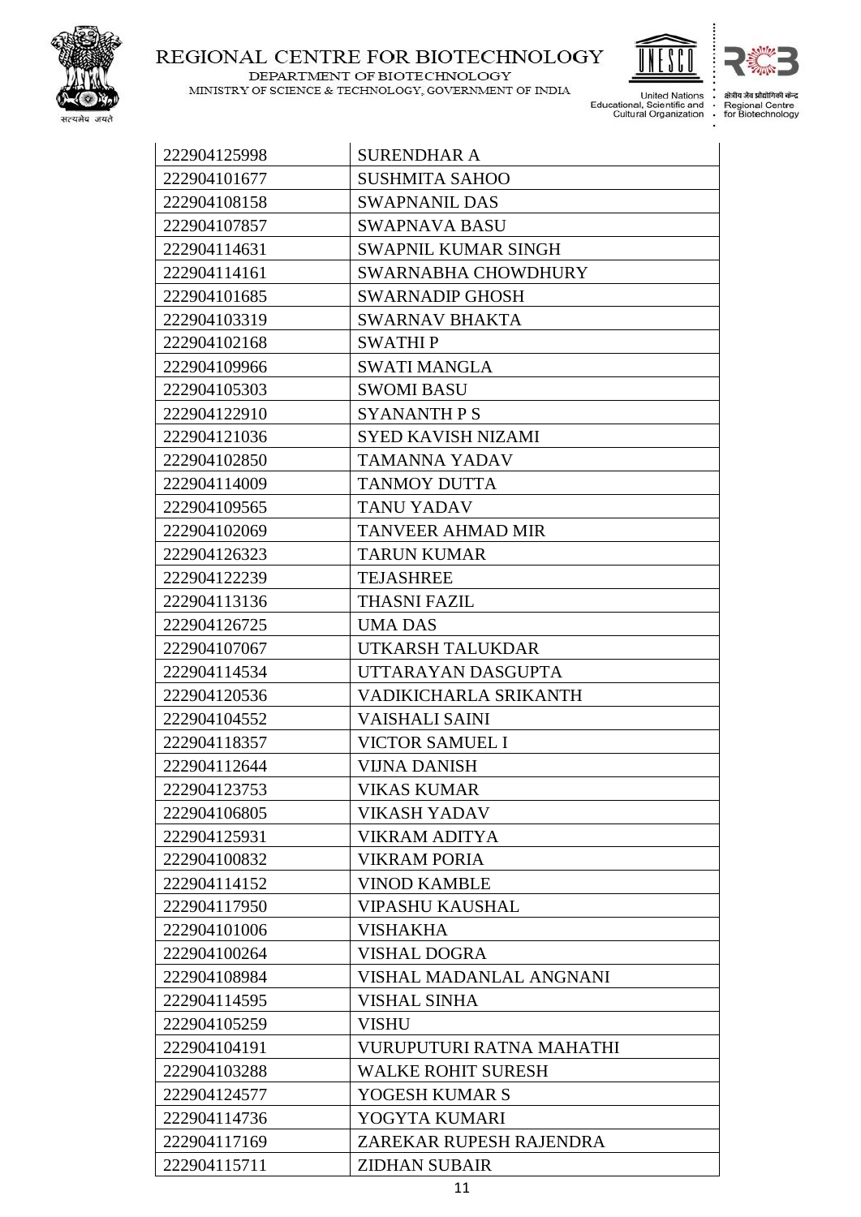| 222904125998 | SURENDHAR A |
|---|---|
| 222904101677 | SUSHMITA SAHOO |
| 222904108158 | SWAPNANIL DAS |
| 222904107857 | SWAPNAVA BASU |
| 222904114631 | SWAPNIL KUMAR SINGH |
| 222904114161 | SWARNABHA CHOWDHURY |
| 222904101685 | SWARNADIP GHOSH |
| 222904103319 | SWARNAV BHAKTA |
| 222904102168 | SWATHI P |
| 222904109966 | SWATI MANGLA |
| 222904105303 | SWOMI BASU |
| 222904122910 | SYANANTH P S |
| 222904121036 | SYED KAVISH NIZAMI |
| 222904102850 | TAMANNA YADAV |
| 222904114009 | TANMOY DUTTA |
| 222904109565 | TANU YADAV |
| 222904102069 | TANVEER AHMAD MIR |
| 222904126323 | TARUN KUMAR |
| 222904122239 | TEJASHREE |
| 222904113136 | THASNI FAZIL |
| 222904126725 | UMA DAS |
| 222904107067 | UTKARSH TALUKDAR |
| 222904114534 | UTTARAYAN DASGUPTA |
| 222904120536 | VADIKICHARLA SRIKANTH |
| 222904104552 | VAISHALI SAINI |
| 222904118357 | VICTOR SAMUEL I |
| 222904112644 | VIJNA DANISH |
| 222904123753 | VIKAS KUMAR |
| 222904106805 | VIKASH YADAV |
| 222904125931 | VIKRAM ADITYA |
| 222904100832 | VIKRAM PORIA |
| 222904114152 | VINOD KAMBLE |
| 222904117950 | VIPASHU KAUSHAL |
| 222904101006 | VISHAKHA |
| 222904100264 | VISHAL DOGRA |
| 222904108984 | VISHAL MADANLAL ANGNANI |
| 222904114595 | VISHAL SINHA |
| 222904105259 | VISHU |
| 222904104191 | VURUPUTURI RATNA MAHATHI |
| 222904103288 | WALKE ROHIT SURESH |
| 222904124577 | YOGESH KUMAR S |
| 222904114736 | YOGYTA KUMARI |
| 222904117169 | ZAREKAR RUPESH RAJENDRA |
| 222904115711 | ZIDHAN SUBAIR |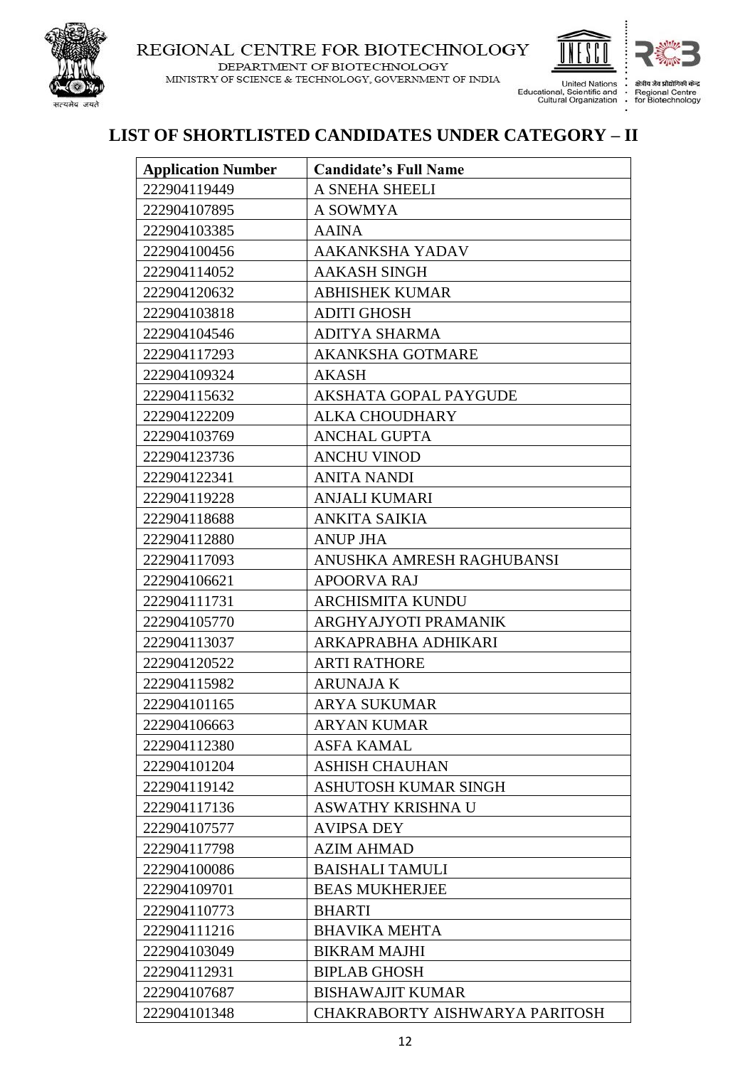REGIONAL CENTRE FOR BIOTECHNOLOGY
DEPARTMENT OF BIOTECHNOLOGY
MINISTRY OF SCIENCE & TECHNOLOGY, GOVERNMENT OF INDIA

## LIST OF SHORTLISTED CANDIDATES UNDER CATEGORY – II

| Application Number | Candidate's Full Name |
|---|---|
| 222904119449 | A SNEHA SHEELI |
| 222904107895 | A SOWMYA |
| 222904103385 | AAINA |
| 222904100456 | AAKANKSHA YADAV |
| 222904114052 | AAKASH SINGH |
| 222904120632 | ABHISHEK KUMAR |
| 222904103818 | ADITI GHOSH |
| 222904104546 | ADITYA SHARMA |
| 222904117293 | AKANKSHA GOTMARE |
| 222904109324 | AKASH |
| 222904115632 | AKSHATA GOPAL PAYGUDE |
| 222904122209 | ALKA CHOUDHARY |
| 222904103769 | ANCHAL GUPTA |
| 222904123736 | ANCHU VINOD |
| 222904122341 | ANITA NANDI |
| 222904119228 | ANJALI KUMARI |
| 222904118688 | ANKITA SAIKIA |
| 222904112880 | ANUP JHA |
| 222904117093 | ANUSHKA AMRESH RAGHUBANSI |
| 222904106621 | APOORVA RAJ |
| 222904111731 | ARCHISMITA KUNDU |
| 222904105770 | ARGHYAJYOTI PRAMANIK |
| 222904113037 | ARKAPRABHA ADHIKARI |
| 222904120522 | ARTI RATHORE |
| 222904115982 | ARUNAJA K |
| 222904101165 | ARYA SUKUMAR |
| 222904106663 | ARYAN KUMAR |
| 222904112380 | ASFA KAMAL |
| 222904101204 | ASHISH CHAUHAN |
| 222904119142 | ASHUTOSH KUMAR SINGH |
| 222904117136 | ASWATHY KRISHNA U |
| 222904107577 | AVIPSA DEY |
| 222904117798 | AZIM AHMAD |
| 222904100086 | BAISHALI TAMULI |
| 222904109701 | BEAS MUKHERJEE |
| 222904110773 | BHARTI |
| 222904111216 | BHAVIKA MEHTA |
| 222904103049 | BIKRAM MAJHI |
| 222904112931 | BIPLAB GHOSH |
| 222904107687 | BISHAWAJIT KUMAR |
| 222904101348 | CHAKRABORTY AISHWARYA PARITOSH |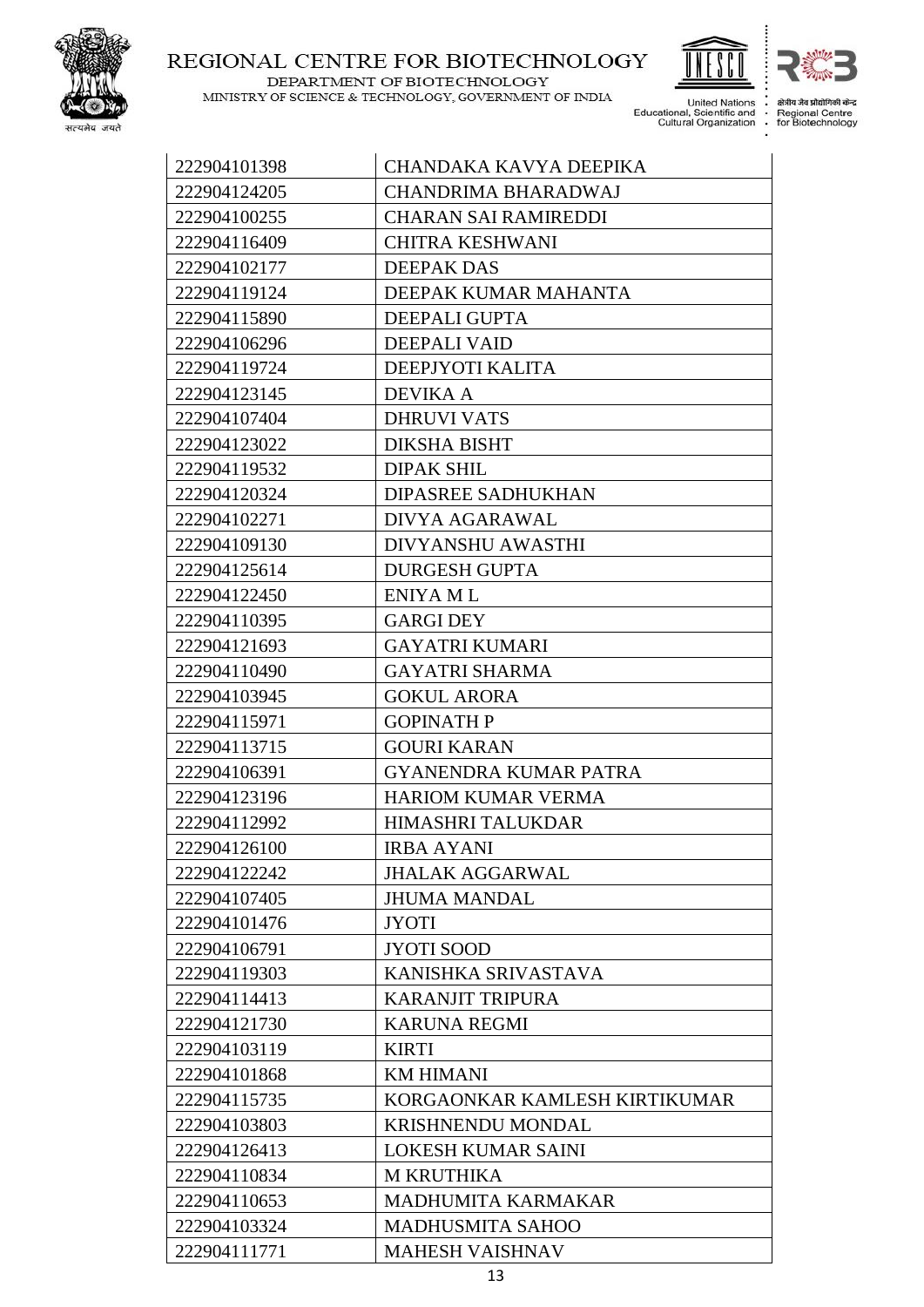| 222904101398 | CHANDAKA KAVYA DEEPIKA |
|---|---|
| 222904124205 | CHANDRIMA BHARADWAJ |
| 222904100255 | CHARAN SAI RAMIREDDI |
| 222904116409 | CHITRA KESHWANI |
| 222904102177 | DEEPAK DAS |
| 222904119124 | DEEPAK KUMAR MAHANTA |
| 222904115890 | DEEPALI GUPTA |
| 222904106296 | DEEPALI VAID |
| 222904119724 | DEEPJYOTI KALITA |
| 222904123145 | DEVIKA A |
| 222904107404 | DHRUVI VATS |
| 222904123022 | DIKSHA BISHT |
| 222904119532 | DIPAK SHIL |
| 222904120324 | DIPASREE SADHUKHAN |
| 222904102271 | DIVYA AGARAWAL |
| 222904109130 | DIVYANSHU AWASTHI |
| 222904125614 | DURGESH GUPTA |
| 222904122450 | ENIYA M L |
| 222904110395 | GARGI DEY |
| 222904121693 | GAYATRI KUMARI |
| 222904110490 | GAYATRI SHARMA |
| 222904103945 | GOKUL ARORA |
| 222904115971 | GOPINATH P |
| 222904113715 | GOURI KARAN |
| 222904106391 | GYANENDRA KUMAR PATRA |
| 222904123196 | HARIOM KUMAR VERMA |
| 222904112992 | HIMASHRI TALUKDAR |
| 222904126100 | IRBA AYANI |
| 222904122242 | JHALAK AGGARWAL |
| 222904107405 | JHUMA MANDAL |
| 222904101476 | JYOTI |
| 222904106791 | JYOTI SOOD |
| 222904119303 | KANISHKA SRIVASTAVA |
| 222904114413 | KARANJIT TRIPURA |
| 222904121730 | KARUNA REGMI |
| 222904103119 | KIRTI |
| 222904101868 | KM HIMANI |
| 222904115735 | KORGAONKAR KAMLESH KIRTIKUMAR |
| 222904103803 | KRISHNENDU MONDAL |
| 222904126413 | LOKESH KUMAR SAINI |
| 222904110834 | M KRUTHIKA |
| 222904110653 | MADHUMITA KARMAKAR |
| 222904103324 | MADHUSMITA SAHOO |
| 222904111771 | MAHESH VAISHNAV |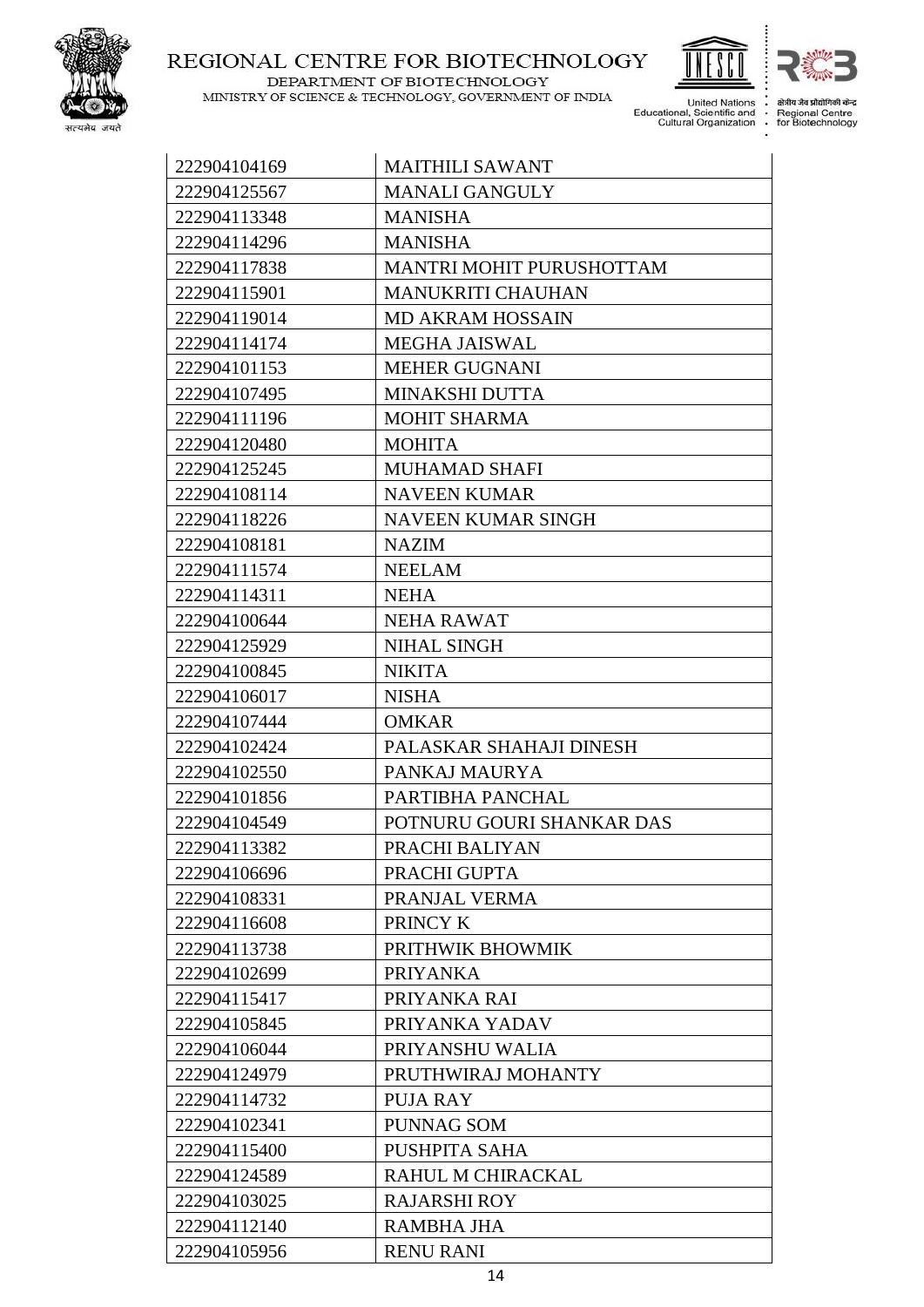| 222904104169 | MAITHILI SAWANT |
|---|---|
| 222904125567 | MANALI GANGULY |
| 222904113348 | MANISHA |
| 222904114296 | MANISHA |
| 222904117838 | MANTRI MOHIT PURUSHOTTAM |
| 222904115901 | MANUKRITI CHAUHAN |
| 222904119014 | MD AKRAM HOSSAIN |
| 222904114174 | MEGHA JAISWAL |
| 222904101153 | MEHER GUGNANI |
| 222904107495 | MINAKSHI DUTTA |
| 222904111196 | MOHIT SHARMA |
| 222904120480 | MOHITA |
| 222904125245 | MUHAMAD SHAFI |
| 222904108114 | NAVEEN KUMAR |
| 222904118226 | NAVEEN KUMAR SINGH |
| 222904108181 | NAZIM |
| 222904111574 | NEELAM |
| 222904114311 | NEHA |
| 222904100644 | NEHA RAWAT |
| 222904125929 | NIHAL SINGH |
| 222904100845 | NIKITA |
| 222904106017 | NISHA |
| 222904107444 | OMKAR |
| 222904102424 | PALASKAR SHAHAJI DINESH |
| 222904102550 | PANKAJ MAURYA |
| 222904101856 | PARTIBHA PANCHAL |
| 222904104549 | POTNURU GOURI SHANKAR DAS |
| 222904113382 | PRACHI BALIYAN |
| 222904106696 | PRACHI GUPTA |
| 222904108331 | PRANJAL VERMA |
| 222904116608 | PRINCY K |
| 222904113738 | PRITHWIK BHOWMIK |
| 222904102699 | PRIYANKA |
| 222904115417 | PRIYANKA RAI |
| 222904105845 | PRIYANKA YADAV |
| 222904106044 | PRIYANSHU WALIA |
| 222904124979 | PRUTHWIRAJ MOHANTY |
| 222904114732 | PUJA RAY |
| 222904102341 | PUNNAG SOM |
| 222904115400 | PUSHPITA SAHA |
| 222904124589 | RAHUL M CHIRACKAL |
| 222904103025 | RAJARSHI ROY |
| 222904112140 | RAMBHA JHA |
| 222904105956 | RENU RANI |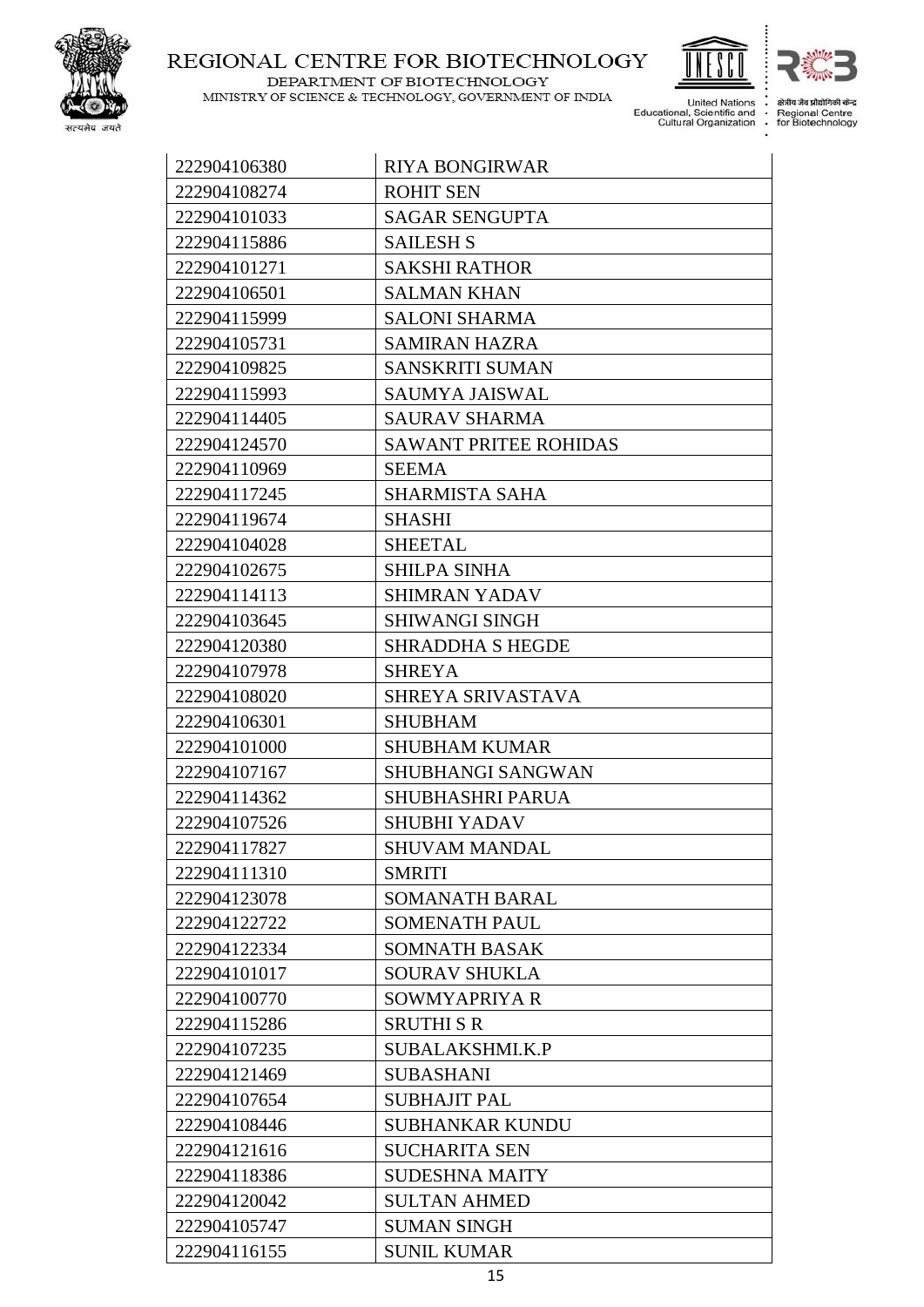| | |
|---|---|
| 222904106380 | RIYA BONGIRWAR |
| 222904108274 | ROHIT SEN |
| 222904101033 | SAGAR SENGUPTA |
| 222904115886 | SAILESH S |
| 222904101271 | SAKSHI RATHOR |
| 222904106501 | SALMAN KHAN |
| 222904115999 | SALONI SHARMA |
| 222904105731 | SAMIRAN HAZRA |
| 222904109825 | SANSKRITI SUMAN |
| 222904115993 | SAUMYA JAISWAL |
| 222904114405 | SAURAV SHARMA |
| 222904124570 | SAWANT PRITEE ROHIDAS |
| 222904110969 | SEEMA |
| 222904117245 | SHARMISTA SAHA |
| 222904119674 | SHASHI |
| 222904104028 | SHEETAL |
| 222904102675 | SHILPA SINHA |
| 222904114113 | SHIMRAN YADAV |
| 222904103645 | SHIWANGI SINGH |
| 222904120380 | SHRADDHA S HEGDE |
| 222904107978 | SHREYA |
| 222904108020 | SHREYA SRIVASTAVA |
| 222904106301 | SHUBHAM |
| 222904101000 | SHUBHAM KUMAR |
| 222904107167 | SHUBHANGI SANGWAN |
| 222904114362 | SHUBHASHRI PARUA |
| 222904107526 | SHUBHI YADAV |
| 222904117827 | SHUVAM MANDAL |
| 222904111310 | SMRITI |
| 222904123078 | SOMANATH BARAL |
| 222904122722 | SOMENATH PAUL |
| 222904122334 | SOMNATH BASAK |
| 222904101017 | SOURAV SHUKLA |
| 222904100770 | SOWMYAPRIYA R |
| 222904115286 | SRUTHI S R |
| 222904107235 | SUBALAKSHMI.K.P |
| 222904121469 | SUBASHANI |
| 222904107654 | SUBHAJIT PAL |
| 222904108446 | SUBHANKAR KUNDU |
| 222904121616 | SUCHARITA SEN |
| 222904118386 | SUDESHNA MAITY |
| 222904120042 | SULTAN AHMED |
| 222904105747 | SUMAN SINGH |
| 222904116155 | SUNIL KUMAR |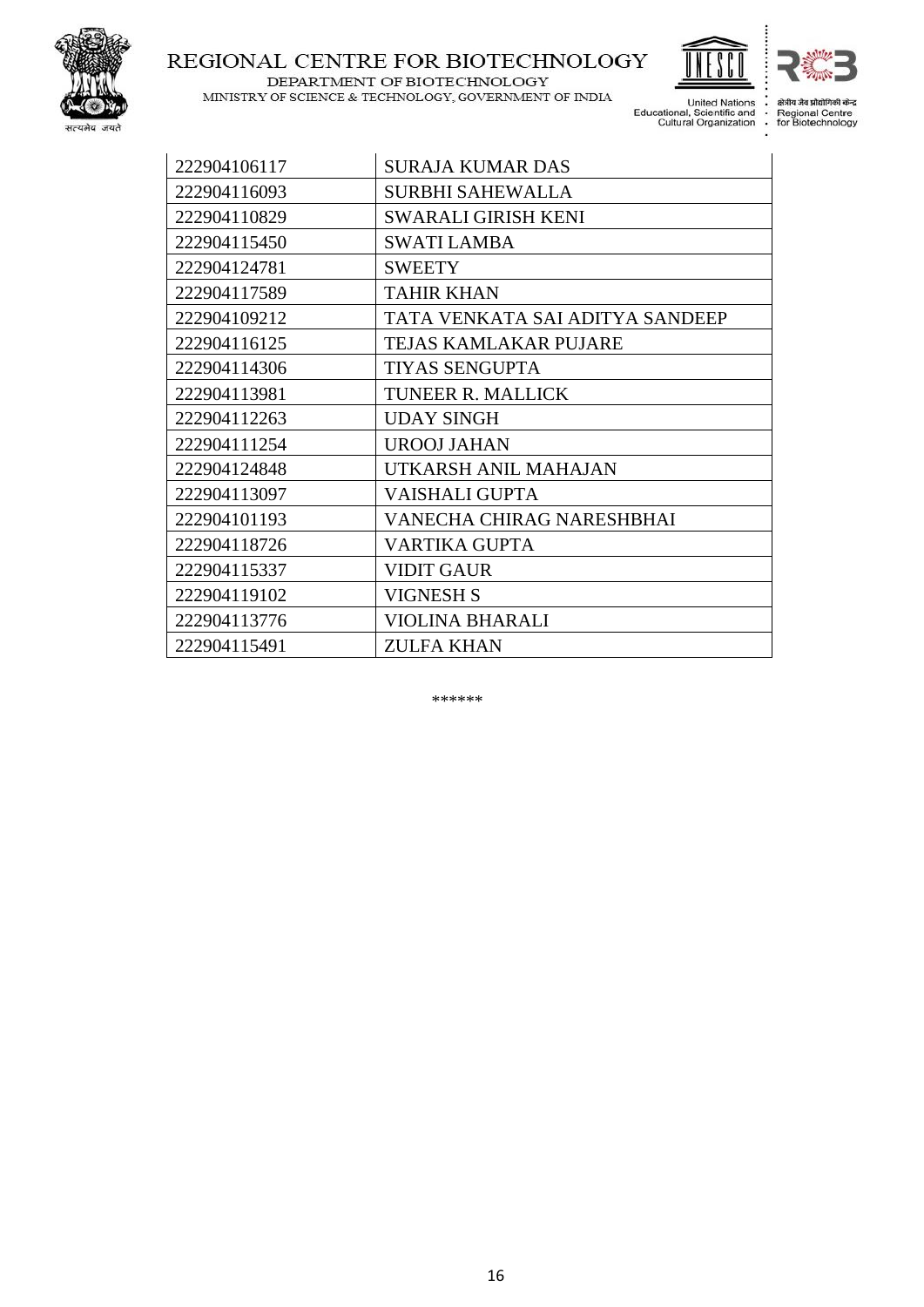| | |
|---|---|
| 222904106117 | SURAJA KUMAR DAS |
| 222904116093 | SURBHI SAHEWALLA |
| 222904110829 | SWARALI GIRISH KENI |
| 222904115450 | SWATI LAMBA |
| 222904124781 | SWEETY |
| 222904117589 | TAHIR KHAN |
| 222904109212 | TATA VENKATA SAI ADITYA SANDEEP |
| 222904116125 | TEJAS KAMLAKAR PUJARE |
| 222904114306 | TIYAS SENGUPTA |
| 222904113981 | TUNEER R. MALLICK |
| 222904112263 | UDAY SINGH |
| 222904111254 | UROOJ JAHAN |
| 222904124848 | UTKARSH ANIL MAHAJAN |
| 222904113097 | VAISHALI GUPTA |
| 222904101193 | VANECHA CHIRAG NARESHBHAI |
| 222904118726 | VARTIKA GUPTA |
| 222904115337 | VIDIT GAUR |
| 222904119102 | VIGNESH S |
| 222904113776 | VIOLINA BHARALI |
| 222904115491 | ZULFA KHAN |

******